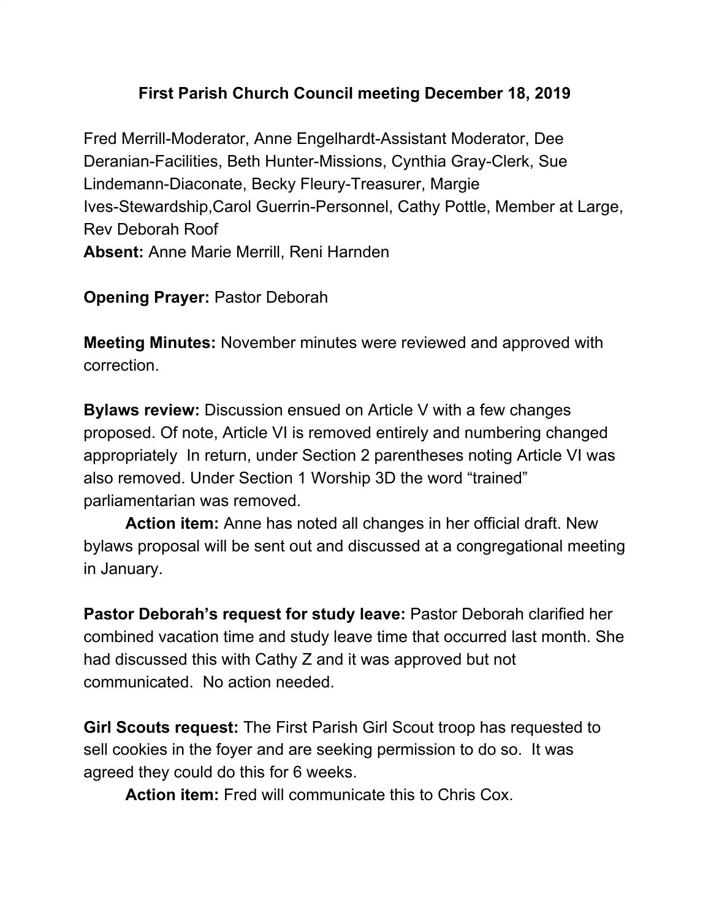# First Parish Church Council meeting December 18, 2019

Fred Merrill-Moderator, Anne Engelhardt-Assistant Moderator, Dee Deranian-Facilities, Beth Hunter-Missions, Cynthia Gray-Clerk, Sue Lindemann-Diaconate, Becky Fleury-Treasurer, Margie Ives-Stewardship,Carol Guerrin-Personnel, Cathy Pottle, Member at Large, Rev Deborah Roof

**Absent:** Anne Marie Merrill, Reni Harnden

**Opening Prayer:** Pastor Deborah

**Meeting Minutes:** November minutes were reviewed and approved with correction.

**Bylaws review:** Discussion ensued on Article V with a few changes proposed. Of note, Article VI is removed entirely and numbering changed appropriately  In return, under Section 2 parentheses noting Article VI was also removed. Under Section 1 Worship 3D the word "trained" parliamentarian was removed.

**Action item:** Anne has noted all changes in her official draft. New bylaws proposal will be sent out and discussed at a congregational meeting in January.

**Pastor Deborah's request for study leave:** Pastor Deborah clarified her combined vacation time and study leave time that occurred last month. She had discussed this with Cathy Z and it was approved but not communicated.  No action needed.

**Girl Scouts request:** The First Parish Girl Scout troop has requested to sell cookies in the foyer and are seeking permission to do so.  It was agreed they could do this for 6 weeks.

**Action item:** Fred will communicate this to Chris Cox.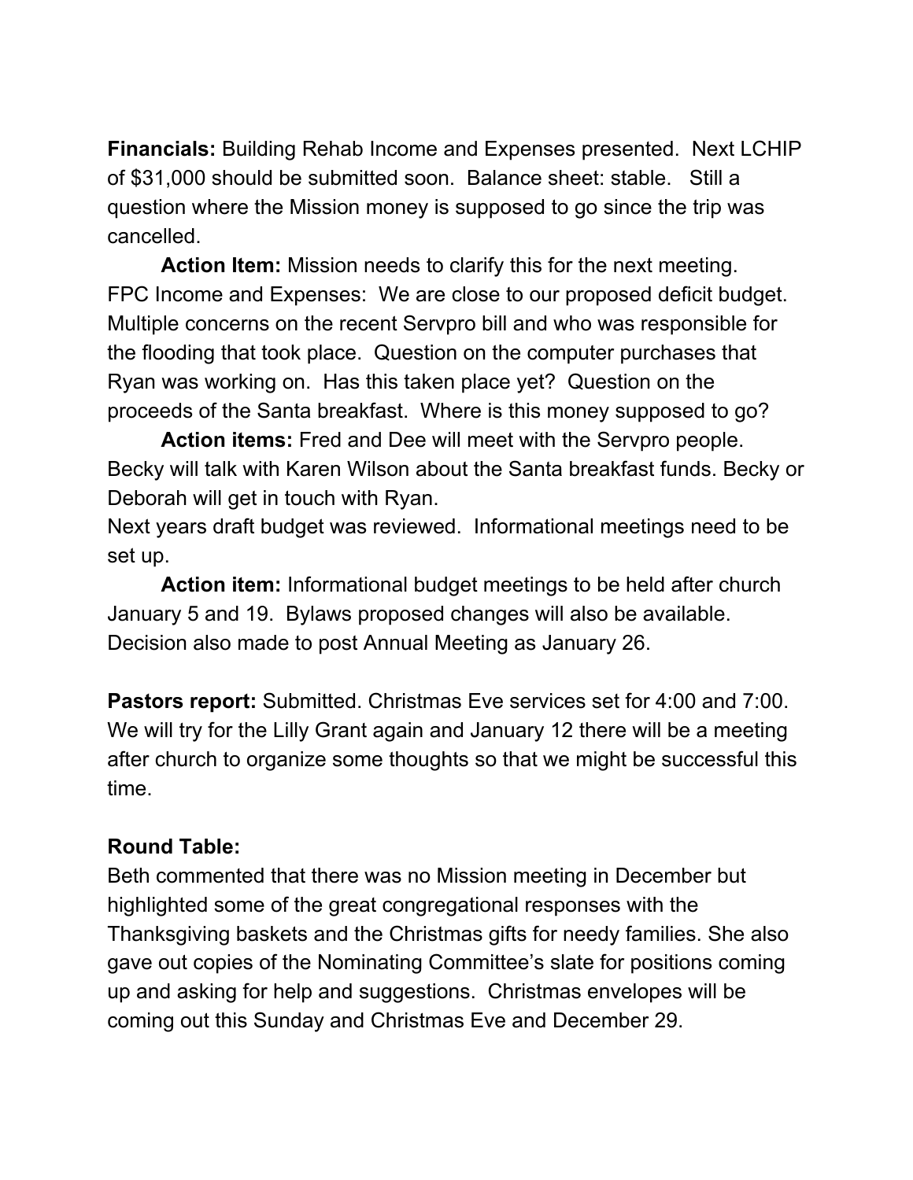**Financials:** Building Rehab Income and Expenses presented. Next LCHIP of $31,000 should be submitted soon. Balance sheet: stable. Still a question where the Mission money is supposed to go since the trip was cancelled.

**Action Item:** Mission needs to clarify this for the next meeting.

FPC Income and Expenses: We are close to our proposed deficit budget. Multiple concerns on the recent Servpro bill and who was responsible for the flooding that took place. Question on the computer purchases that Ryan was working on. Has this taken place yet? Question on the proceeds of the Santa breakfast. Where is this money supposed to go?

**Action items:** Fred and Dee will meet with the Servpro people. Becky will talk with Karen Wilson about the Santa breakfast funds. Becky or Deborah will get in touch with Ryan.

Next years draft budget was reviewed. Informational meetings need to be set up.

**Action item:** Informational budget meetings to be held after church January 5 and 19. Bylaws proposed changes will also be available. Decision also made to post Annual Meeting as January 26.

**Pastors report:** Submitted. Christmas Eve services set for 4:00 and 7:00. We will try for the Lilly Grant again and January 12 there will be a meeting after church to organize some thoughts so that we might be successful this time.

**Round Table:**

Beth commented that there was no Mission meeting in December but highlighted some of the great congregational responses with the Thanksgiving baskets and the Christmas gifts for needy families. She also gave out copies of the Nominating Committee's slate for positions coming up and asking for help and suggestions. Christmas envelopes will be coming out this Sunday and Christmas Eve and December 29.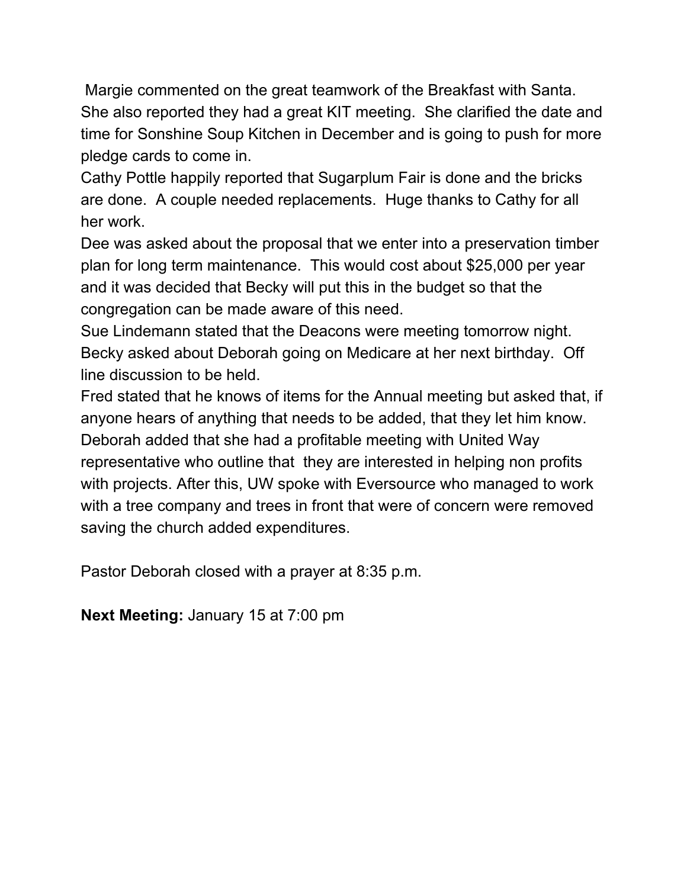Margie commented on the great teamwork of the Breakfast with Santa. She also reported they had a great KIT meeting. She clarified the date and time for Sonshine Soup Kitchen in December and is going to push for more pledge cards to come in.

Cathy Pottle happily reported that Sugarplum Fair is done and the bricks are done. A couple needed replacements. Huge thanks to Cathy for all her work.

Dee was asked about the proposal that we enter into a preservation timber plan for long term maintenance. This would cost about $25,000 per year and it was decided that Becky will put this in the budget so that the congregation can be made aware of this need.

Sue Lindemann stated that the Deacons were meeting tomorrow night.

Becky asked about Deborah going on Medicare at her next birthday. Off line discussion to be held.

Fred stated that he knows of items for the Annual meeting but asked that, if anyone hears of anything that needs to be added, that they let him know.

Deborah added that she had a profitable meeting with United Way representative who outline that they are interested in helping non profits with projects. After this, UW spoke with Eversource who managed to work with a tree company and trees in front that were of concern were removed saving the church added expenditures.

Pastor Deborah closed with a prayer at 8:35 p.m.

**Next Meeting:** January 15 at 7:00 pm